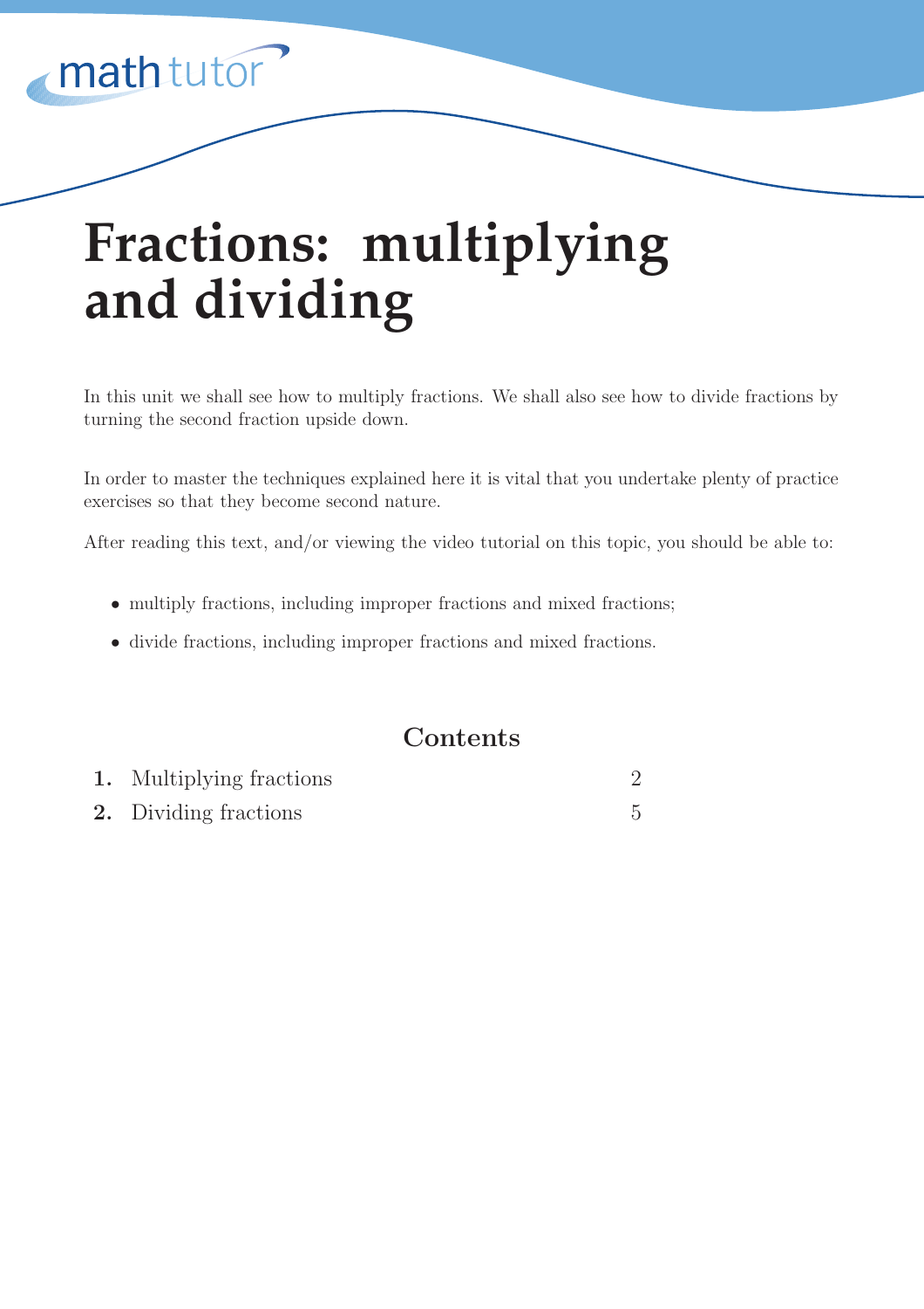# Fractions: multiplying and dividing

In this unit we shall see how to multiply fractions. We shall also see how to divide fractions by turning the second fraction upside down.

In order to master the techniques explained here it is vital that you undertake plenty of practice exercises so that they become second nature.

After reading this text, and/or viewing the video tutorial on this topic, you should be able to:

- multiply fractions, including improper fractions and mixed fractions;
- divide fractions, including improper fractions and mixed fractions.

## Contents

| | | |
|---|---|---|
| **1.** | Multiplying fractions | 2 |
| **2.** | Dividing fractions | 5 |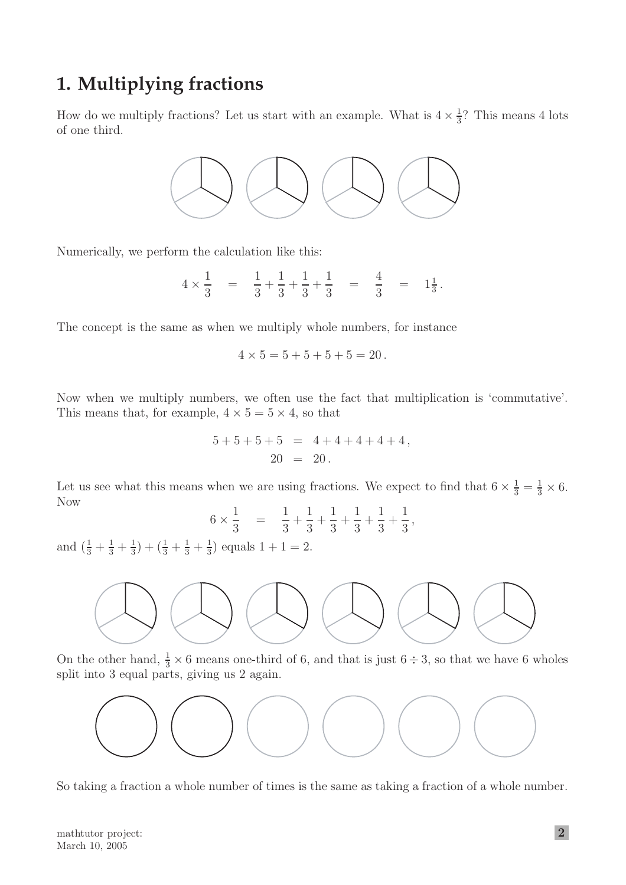# 1. Multiplying fractions

How do we multiply fractions? Let us start with an example. What is $4 \times \frac{1}{3}$? This means 4 lots of one third.

Numerically, we perform the calculation like this:

$$4 \times \frac{1}{3} \quad = \quad \frac{1}{3} + \frac{1}{3} + \frac{1}{3} + \frac{1}{3} \quad = \quad \frac{4}{3} \quad = \quad 1\tfrac{1}{3}\,.$$

The concept is the same as when we multiply whole numbers, for instance

$$4 \times 5 = 5 + 5 + 5 + 5 = 20\,.$$

Now when we multiply numbers, we often use the fact that multiplication is 'commutative'. This means that, for example, $4 \times 5 = 5 \times 4$, so that

$$\begin{aligned} 5 + 5 + 5 + 5 &= 4 + 4 + 4 + 4 + 4\,, \\ 20 &= 20\,. \end{aligned}$$

Let us see what this means when we are using fractions. We expect to find that $6 \times \frac{1}{3} = \frac{1}{3} \times 6$. Now

$$6 \times \frac{1}{3} \quad = \quad \frac{1}{3} + \frac{1}{3} + \frac{1}{3} + \frac{1}{3} + \frac{1}{3} + \frac{1}{3}\,,$$

and $(\frac{1}{3} + \frac{1}{3} + \frac{1}{3}) + (\frac{1}{3} + \frac{1}{3} + \frac{1}{3})$ equals $1 + 1 = 2$.

On the other hand, $\frac{1}{3} \times 6$ means one-third of 6, and that is just $6 \div 3$, so that we have 6 wholes split into 3 equal parts, giving us 2 again.

So taking a fraction a whole number of times is the same as taking a fraction of a whole number.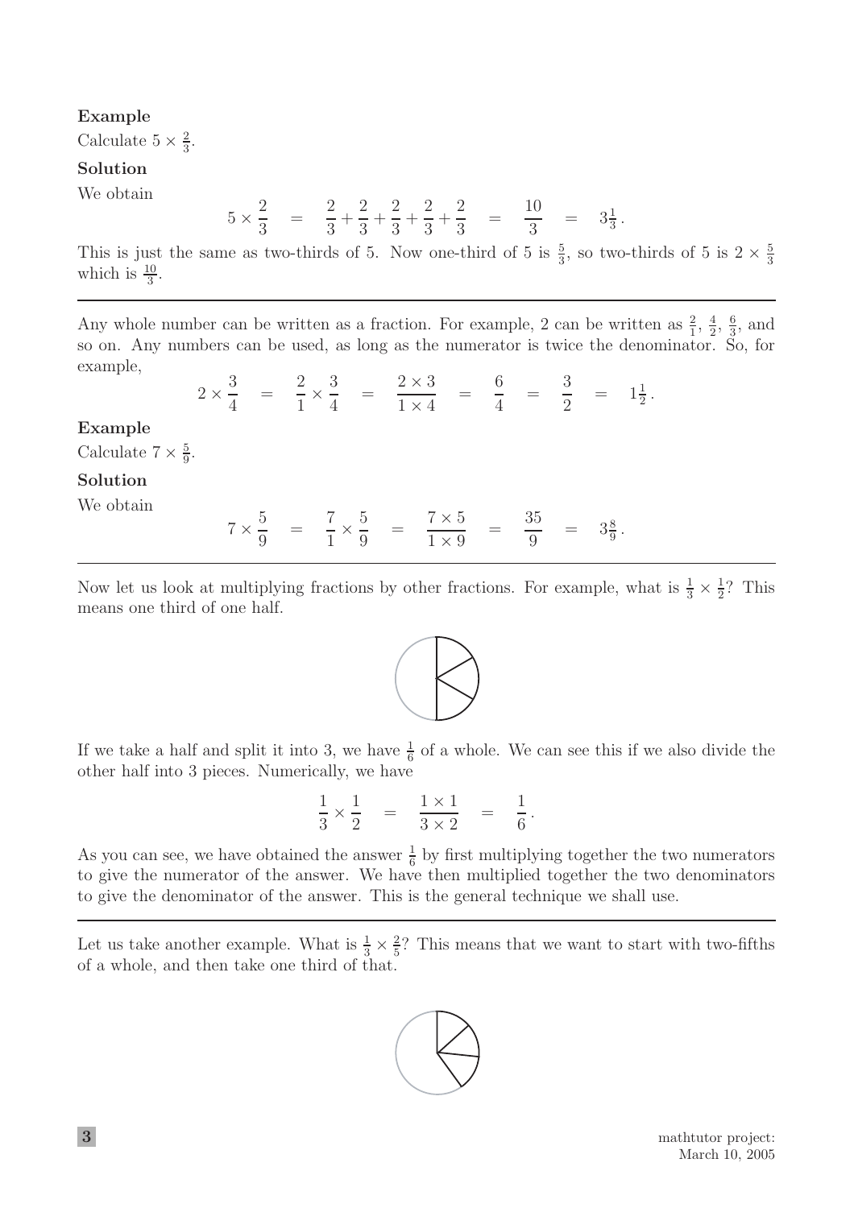**Example**

Calculate $5 \times \frac{2}{3}$.

**Solution**

We obtain

$$5 \times \frac{2}{3} \quad = \quad \frac{2}{3} + \frac{2}{3} + \frac{2}{3} + \frac{2}{3} + \frac{2}{3} \quad = \quad \frac{10}{3} \quad = \quad 3\tfrac{1}{3}\,.$$

This is just the same as two-thirds of 5. Now one-third of 5 is $\frac{5}{3}$, so two-thirds of 5 is $2 \times \frac{5}{3}$ which is $\frac{10}{3}$.

---

Any whole number can be written as a fraction. For example, 2 can be written as $\frac{2}{1}$, $\frac{4}{2}$, $\frac{6}{3}$, and so on. Any numbers can be used, as long as the numerator is twice the denominator. So, for example,

$$2 \times \frac{3}{4} \quad = \quad \frac{2}{1} \times \frac{3}{4} \quad = \quad \frac{2 \times 3}{1 \times 4} \quad = \quad \frac{6}{4} \quad = \quad \frac{3}{2} \quad = \quad 1\tfrac{1}{2}\,.$$

**Example**

Calculate $7 \times \frac{5}{9}$.

**Solution**

We obtain

$$7 \times \frac{5}{9} \quad = \quad \frac{7}{1} \times \frac{5}{9} \quad = \quad \frac{7 \times 5}{1 \times 9} \quad = \quad \frac{35}{9} \quad = \quad 3\tfrac{8}{9}\,.$$

---

Now let us look at multiplying fractions by other fractions. For example, what is $\frac{1}{3} \times \frac{1}{2}$? This means one third of one half.

If we take a half and split it into 3, we have $\frac{1}{6}$ of a whole. We can see this if we also divide the other half into 3 pieces. Numerically, we have

$$\frac{1}{3} \times \frac{1}{2} \quad = \quad \frac{1 \times 1}{3 \times 2} \quad = \quad \frac{1}{6}\,.$$

As you can see, we have obtained the answer $\frac{1}{6}$ by first multiplying together the two numerators to give the numerator of the answer. We have then multiplied together the two denominators to give the denominator of the answer. This is the general technique we shall use.

---

Let us take another example. What is $\frac{1}{3} \times \frac{2}{5}$? This means that we want to start with two-fifths of a whole, and then take one third of that.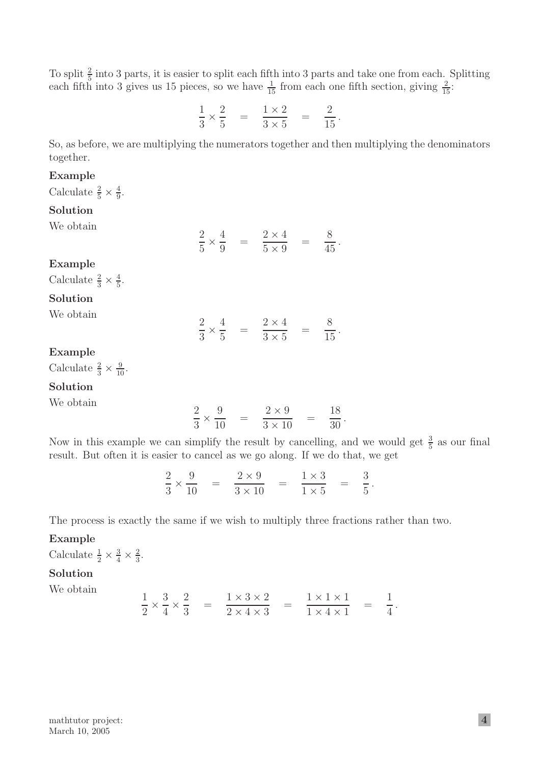To split $\frac{2}{5}$ into 3 parts, it is easier to split each fifth into 3 parts and take one from each. Splitting each fifth into 3 gives us 15 pieces, so we have $\frac{1}{15}$ from each one fifth section, giving $\frac{2}{15}$:

$$\frac{1}{3} \times \frac{2}{5} \quad = \quad \frac{1 \times 2}{3 \times 5} \quad = \quad \frac{2}{15}.$$

So, as before, we are multiplying the numerators together and then multiplying the denominators together.

**Example**

Calculate $\frac{2}{5} \times \frac{4}{9}$.

**Solution**

We obtain

$$\frac{2}{5} \times \frac{4}{9} \quad = \quad \frac{2 \times 4}{5 \times 9} \quad = \quad \frac{8}{45}.$$

**Example**

Calculate $\frac{2}{3} \times \frac{4}{5}$.

**Solution**

We obtain

$$\frac{2}{3} \times \frac{4}{5} \quad = \quad \frac{2 \times 4}{3 \times 5} \quad = \quad \frac{8}{15}.$$

**Example**

Calculate $\frac{2}{3} \times \frac{9}{10}$.

**Solution**

We obtain

$$\frac{2}{3} \times \frac{9}{10} \quad = \quad \frac{2 \times 9}{3 \times 10} \quad = \quad \frac{18}{30}.$$

Now in this example we can simplify the result by cancelling, and we would get $\frac{3}{5}$ as our final result. But often it is easier to cancel as we go along. If we do that, we get

$$\frac{2}{3} \times \frac{9}{10} \quad = \quad \frac{2 \times 9}{3 \times 10} \quad = \quad \frac{1 \times 3}{1 \times 5} \quad = \quad \frac{3}{5}.$$

The process is exactly the same if we wish to multiply three fractions rather than two.

**Example**

Calculate $\frac{1}{2} \times \frac{3}{4} \times \frac{2}{3}$.

**Solution**

We obtain

$$\frac{1}{2} \times \frac{3}{4} \times \frac{2}{3} \quad = \quad \frac{1 \times 3 \times 2}{2 \times 4 \times 3} \quad = \quad \frac{1 \times 1 \times 1}{1 \times 4 \times 1} \quad = \quad \frac{1}{4}.$$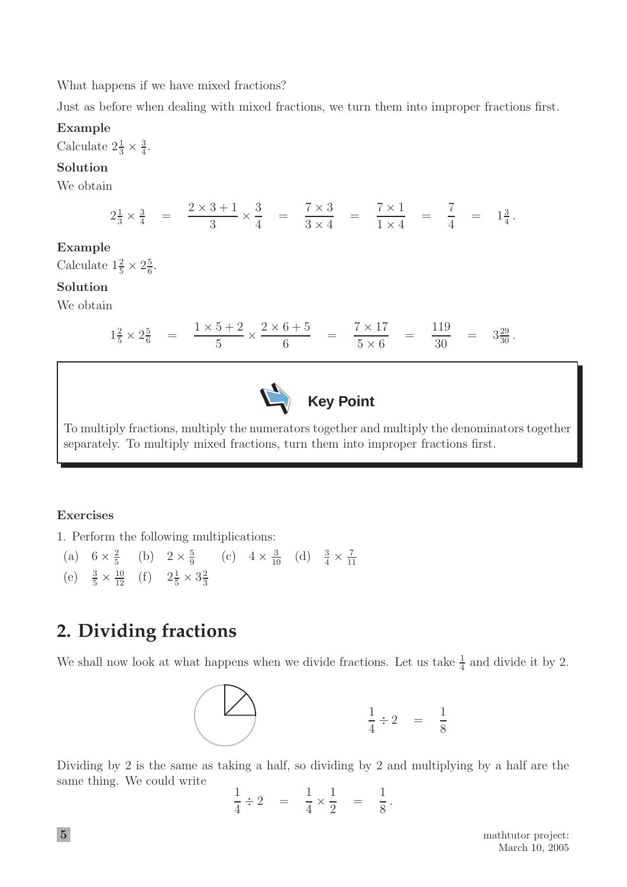What happens if we have mixed fractions?

Just as before when dealing with mixed fractions, we turn them into improper fractions first.

**Example**

Calculate $2\frac{1}{3} \times \frac{3}{4}$.

**Solution**

We obtain

$$2\tfrac{1}{3} \times \tfrac{3}{4} \quad = \quad \frac{2 \times 3 + 1}{3} \times \frac{3}{4} \quad = \quad \frac{7 \times 3}{3 \times 4} \quad = \quad \frac{7 \times 1}{1 \times 4} \quad = \quad \frac{7}{4} \quad = \quad 1\tfrac{3}{4}\,.$$

**Example**

Calculate $1\frac{2}{5} \times 2\frac{5}{6}$.

**Solution**

We obtain

$$1\tfrac{2}{5} \times 2\tfrac{5}{6} \quad = \quad \frac{1 \times 5 + 2}{5} \times \frac{2 \times 6 + 5}{6} \quad = \quad \frac{7 \times 17}{5 \times 6} \quad = \quad \frac{119}{30} \quad = \quad 3\tfrac{29}{30}\,.$$

> **Key Point**
>
> To multiply fractions, multiply the numerators together and multiply the denominators together separately. To multiply mixed fractions, turn them into improper fractions first.

**Exercises**

1. Perform the following multiplications:

(a) $6 \times \frac{2}{5}$ (b) $2 \times \frac{5}{9}$ (c) $4 \times \frac{3}{10}$ (d) $\frac{3}{4} \times \frac{7}{11}$

(e) $\frac{3}{5} \times \frac{10}{12}$ (f) $2\frac{1}{5} \times 3\frac{2}{3}$

## 2. Dividing fractions

We shall now look at what happens when we divide fractions. Let us take $\frac{1}{4}$ and divide it by 2.

$$\frac{1}{4} \div 2 \quad = \quad \frac{1}{8}$$

Dividing by 2 is the same as taking a half, so dividing by 2 and multiplying by a half are the same thing. We could write

$$\frac{1}{4} \div 2 \quad = \quad \frac{1}{4} \times \frac{1}{2} \quad = \quad \frac{1}{8}\,.$$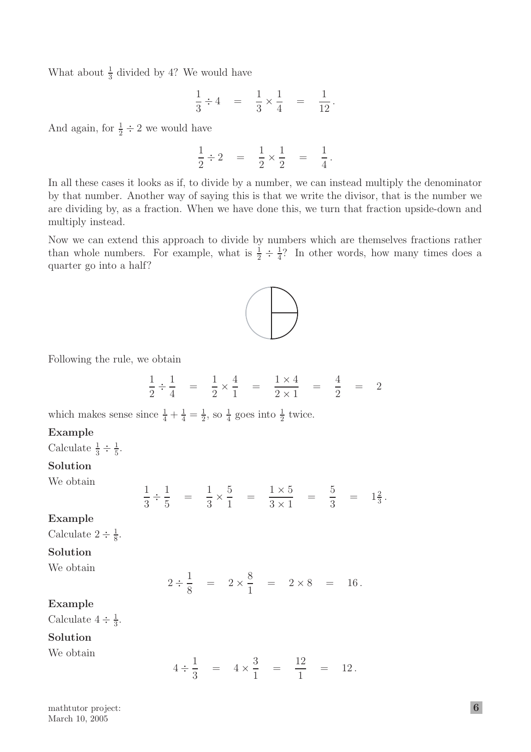What about $\frac{1}{3}$ divided by 4? We would have

$$\frac{1}{3} \div 4 \quad = \quad \frac{1}{3} \times \frac{1}{4} \quad = \quad \frac{1}{12}\,.$$

And again, for $\frac{1}{2} \div 2$ we would have

$$\frac{1}{2} \div 2 \quad = \quad \frac{1}{2} \times \frac{1}{2} \quad = \quad \frac{1}{4}\,.$$

In all these cases it looks as if, to divide by a number, we can instead multiply the denominator by that number. Another way of saying this is that we write the divisor, that is the number we are dividing by, as a fraction. When we have done this, we turn that fraction upside-down and multiply instead.

Now we can extend this approach to divide by numbers which are themselves fractions rather than whole numbers. For example, what is $\frac{1}{2} \div \frac{1}{4}$? In other words, how many times does a quarter go into a half?

Following the rule, we obtain

$$\frac{1}{2} \div \frac{1}{4} \quad = \quad \frac{1}{2} \times \frac{4}{1} \quad = \quad \frac{1 \times 4}{2 \times 1} \quad = \quad \frac{4}{2} \quad = \quad 2$$

which makes sense since $\frac{1}{4} + \frac{1}{4} = \frac{1}{2}$, so $\frac{1}{4}$ goes into $\frac{1}{2}$ twice.

**Example**

Calculate $\frac{1}{3} \div \frac{1}{5}$.

**Solution**

We obtain

$$\frac{1}{3} \div \frac{1}{5} \quad = \quad \frac{1}{3} \times \frac{5}{1} \quad = \quad \frac{1 \times 5}{3 \times 1} \quad = \quad \frac{5}{3} \quad = \quad 1\tfrac{2}{3}\,.$$

**Example**

Calculate $2 \div \frac{1}{8}$.

**Solution**

We obtain

$$2 \div \frac{1}{8} \quad = \quad 2 \times \frac{8}{1} \quad = \quad 2 \times 8 \quad = \quad 16\,.$$

**Example**

Calculate $4 \div \frac{1}{3}$.

**Solution**

We obtain

$$4 \div \frac{1}{3} \quad = \quad 4 \times \frac{3}{1} \quad = \quad \frac{12}{1} \quad = \quad 12\,.$$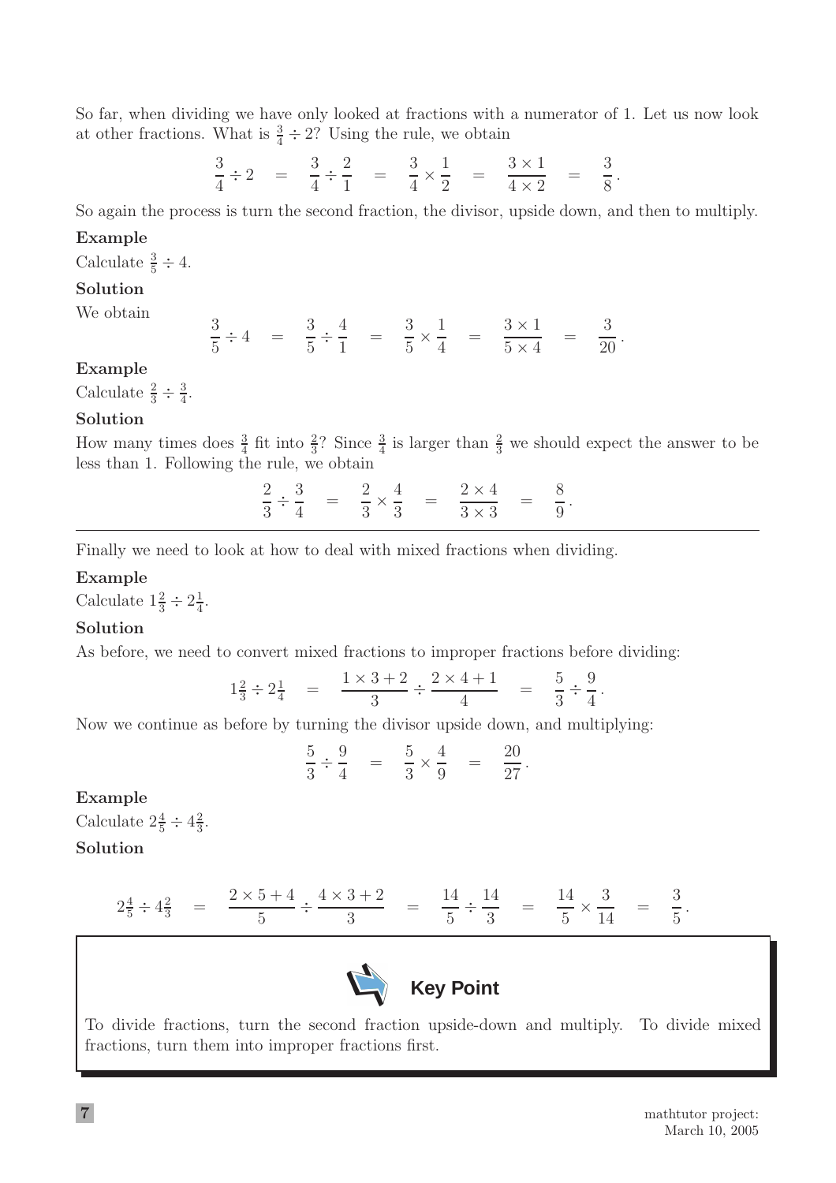So far, when dividing we have only looked at fractions with a numerator of 1. Let us now look at other fractions. What is $\frac{3}{4} \div 2$? Using the rule, we obtain

$$\frac{3}{4} \div 2 = \frac{3}{4} \div \frac{2}{1} = \frac{3}{4} \times \frac{1}{2} = \frac{3 \times 1}{4 \times 2} = \frac{3}{8}.$$

So again the process is turn the second fraction, the divisor, upside down, and then to multiply.

**Example**

Calculate $\frac{3}{5} \div 4$.

**Solution**

We obtain

$$\frac{3}{5} \div 4 = \frac{3}{5} \div \frac{4}{1} = \frac{3}{5} \times \frac{1}{4} = \frac{3 \times 1}{5 \times 4} = \frac{3}{20}.$$

**Example**

Calculate $\frac{2}{3} \div \frac{3}{4}$.

**Solution**

How many times does $\frac{3}{4}$ fit into $\frac{2}{3}$? Since $\frac{3}{4}$ is larger than $\frac{2}{3}$ we should expect the answer to be less than 1. Following the rule, we obtain

$$\frac{2}{3} \div \frac{3}{4} = \frac{2}{3} \times \frac{4}{3} = \frac{2 \times 4}{3 \times 3} = \frac{8}{9}.$$

---

Finally we need to look at how to deal with mixed fractions when dividing.

**Example**

Calculate $1\frac{2}{3} \div 2\frac{1}{4}$.

**Solution**

As before, we need to convert mixed fractions to improper fractions before dividing:

$$1\tfrac{2}{3} \div 2\tfrac{1}{4} = \frac{1 \times 3 + 2}{3} \div \frac{2 \times 4 + 1}{4} = \frac{5}{3} \div \frac{9}{4}.$$

Now we continue as before by turning the divisor upside down, and multiplying:

$$\frac{5}{3} \div \frac{9}{4} = \frac{5}{3} \times \frac{4}{9} = \frac{20}{27}.$$

**Example**

Calculate $2\frac{4}{5} \div 4\frac{2}{3}$.

**Solution**

$$2\tfrac{4}{5} \div 4\tfrac{2}{3} = \frac{2 \times 5 + 4}{5} \div \frac{4 \times 3 + 2}{3} = \frac{14}{5} \div \frac{14}{3} = \frac{14}{5} \times \frac{3}{14} = \frac{3}{5}.$$

**Key Point**

To divide fractions, turn the second fraction upside-down and multiply. To divide mixed fractions, turn them into improper fractions first.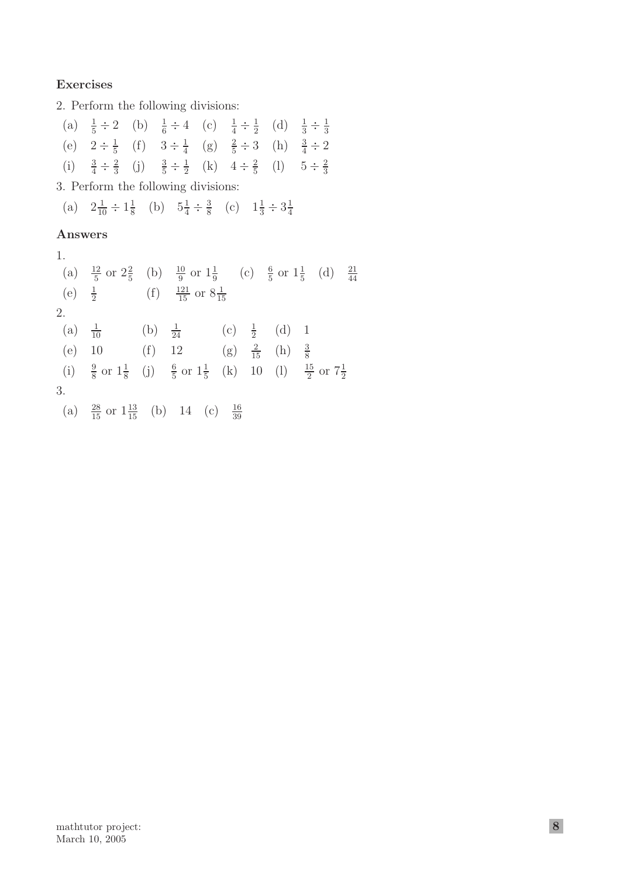**Exercises**

2. Perform the following divisions:

(a) $\frac{1}{5} \div 2$ (b) $\frac{1}{6} \div 4$ (c) $\frac{1}{4} \div \frac{1}{2}$ (d) $\frac{1}{3} \div \frac{1}{3}$

(e) $2 \div \frac{1}{5}$ (f) $3 \div \frac{1}{4}$ (g) $\frac{2}{5} \div 3$ (h) $\frac{3}{4} \div 2$

(i) $\frac{3}{4} \div \frac{2}{3}$ (j) $\frac{3}{5} \div \frac{1}{2}$ (k) $4 \div \frac{2}{5}$ (l) $5 \div \frac{2}{3}$

3. Perform the following divisions:

(a) $2\frac{1}{10} \div 1\frac{1}{8}$ (b) $5\frac{1}{4} \div \frac{3}{8}$ (c) $1\frac{1}{3} \div 3\frac{1}{4}$

**Answers**

1.

(a) $\frac{12}{5}$ or $2\frac{2}{5}$ (b) $\frac{10}{9}$ or $1\frac{1}{9}$ (c) $\frac{6}{5}$ or $1\frac{1}{5}$ (d) $\frac{21}{44}$

(e) $\frac{1}{2}$ (f) $\frac{121}{15}$ or $8\frac{1}{15}$

2.

(a) $\frac{1}{10}$ (b) $\frac{1}{24}$ (c) $\frac{1}{2}$ (d) 1

(e) 10 (f) 12 (g) $\frac{2}{15}$ (h) $\frac{3}{8}$

(i) $\frac{9}{8}$ or $1\frac{1}{8}$ (j) $\frac{6}{5}$ or $1\frac{1}{5}$ (k) 10 (l) $\frac{15}{2}$ or $7\frac{1}{2}$

3.

(a) $\frac{28}{15}$ or $1\frac{13}{15}$ (b) 14 (c) $\frac{16}{39}$